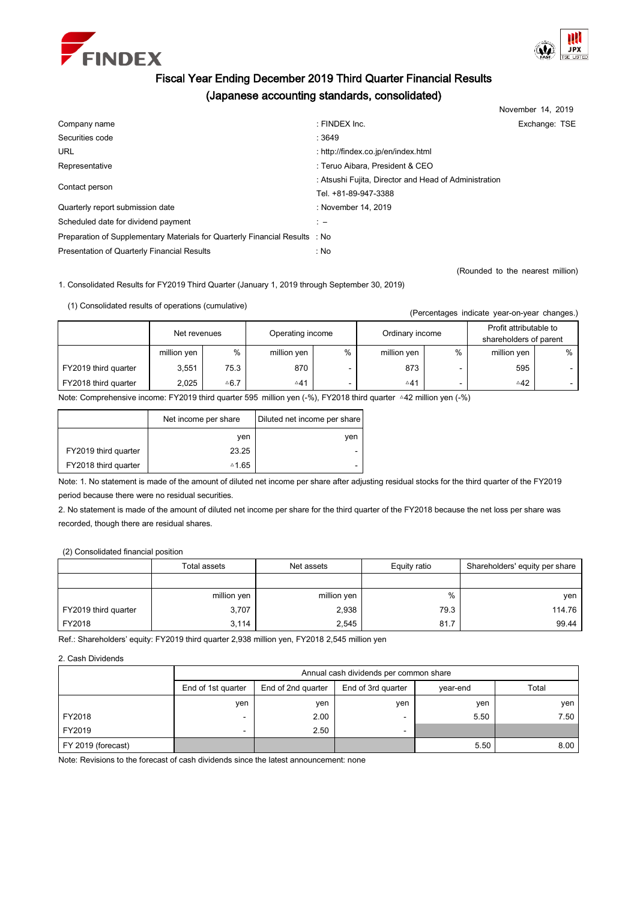FINDEX

# Fiscal Year Ending December 2019 Third Quarter Financial Results
## (Japanese accounting standards, consolidated)

November 14, 2019

| | | |
|---|---|---|
| Company name | : FINDEX Inc. | Exchange: TSE |
| Securities code | : 3649 | |
| URL | : http://findex.co.jp/en/index.html | |
| Representative | : Teruo Aibara, President & CEO | |
| Contact person | : Atsushi Fujita, Director and Head of Administration<br>Tel. +81-89-947-3388 | |
| Quarterly report submission date | : November 14, 2019 | |
| Scheduled date for dividend payment | : – | |
| Preparation of Supplementary Materials for Quarterly Financial Results | : No | |
| Presentation of Quarterly Financial Results | : No | |

(Rounded to the nearest million)

1. Consolidated Results for FY2019 Third Quarter (January 1, 2019 through September 30, 2019)

(1) Consolidated results of operations (cumulative)

(Percentages indicate year-on-year changes.)

| | Net revenues | | Operating income | | Ordinary income | | Profit attributable to shareholders of parent | |
|---|---|---|---|---|---|---|---|---|
| | million yen | % | million yen | % | million yen | % | million yen | % |
| FY2019 third quarter | 3,551 | 75.3 | 870 | - | 873 | - | 595 | - |
| FY2018 third quarter | 2,025 | △6.7 | △41 | - | △41 | - | △42 | - |

Note: Comprehensive income: FY2019 third quarter 595 million yen (-%), FY2018 third quarter △42 million yen (-%)

| | Net income per share | Diluted net income per share |
|---|---|---|
| | yen | yen |
| FY2019 third quarter | 23.25 | - |
| FY2018 third quarter | △1.65 | - |

Note: 1. No statement is made of the amount of diluted net income per share after adjusting residual stocks for the third quarter of the FY2019 period because there were no residual securities.

2. No statement is made of the amount of diluted net income per share for the third quarter of the FY2018 because the net loss per share was recorded, though there are residual shares.

(2) Consolidated financial position

| | Total assets | Net assets | Equity ratio | Shareholders' equity per share |
|---|---|---|---|---|
| | million yen | million yen | % | yen |
| FY2019 third quarter | 3,707 | 2,938 | 79.3 | 114.76 |
| FY2018 | 3,114 | 2,545 | 81.7 | 99.44 |

Ref.: Shareholders' equity: FY2019 third quarter 2,938 million yen, FY2018 2,545 million yen

2. Cash Dividends

| | Annual cash dividends per common share | | | | |
|---|---|---|---|---|---|
| | End of 1st quarter | End of 2nd quarter | End of 3rd quarter | year-end | Total |
| | yen | yen | yen | yen | yen |
| FY2018 | - | 2.00 | - | 5.50 | 7.50 |
| FY2019 | - | 2.50 | - | | |
| FY 2019 (forecast) | | | | 5.50 | 8.00 |

Note: Revisions to the forecast of cash dividends since the latest announcement: none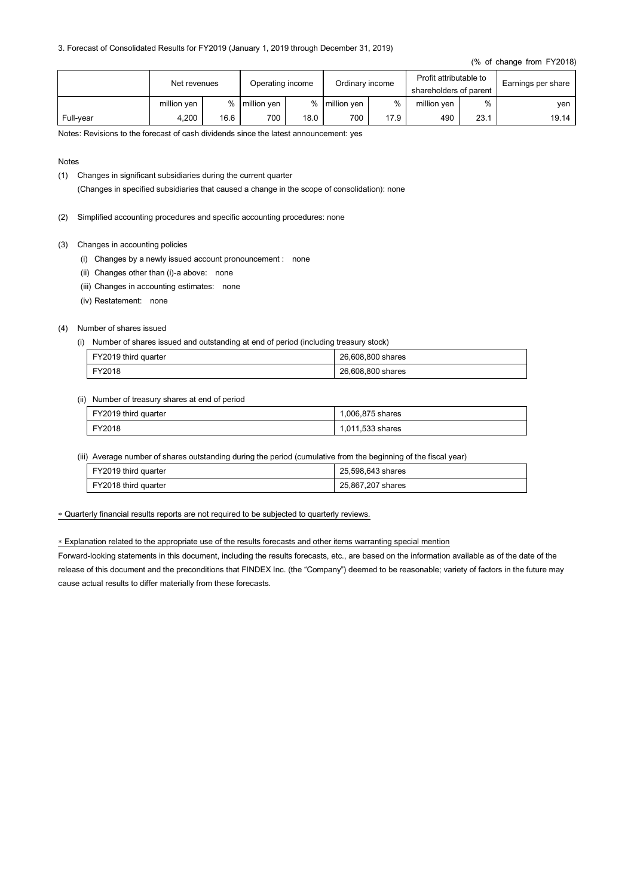3. Forecast of Consolidated Results for FY2019 (January 1, 2019 through December 31, 2019)

(% of change from FY2018)

| | Net revenues | | Operating income | | Ordinary income | | Profit attributable to shareholders of parent | | Earnings per share |
|---|---|---|---|---|---|---|---|---|---|
| | million yen | % | million yen | % | million yen | % | million yen | % | yen |
| Full-year | 4,200 | 16.6 | 700 | 18.0 | 700 | 17.9 | 490 | 23.1 | 19.14 |

Notes: Revisions to the forecast of cash dividends since the latest announcement: yes

Notes

(1) Changes in significant subsidiaries during the current quarter
(Changes in specified subsidiaries that caused a change in the scope of consolidation): none

(2) Simplified accounting procedures and specific accounting procedures: none

(3) Changes in accounting policies
- (i) Changes by a newly issued account pronouncement : none
- (ii) Changes other than (i)-a above: none
- (iii) Changes in accounting estimates: none
- (iv) Restatement: none

(4) Number of shares issued

(i) Number of shares issued and outstanding at end of period (including treasury stock)

| | |
|---|---|
| FY2019 third quarter | 26,608,800 shares |
| FY2018 | 26,608,800 shares |

(ii) Number of treasury shares at end of period

| | |
|---|---|
| FY2019 third quarter | 1,006,875 shares |
| FY2018 | 1,011,533 shares |

(iii) Average number of shares outstanding during the period (cumulative from the beginning of the fiscal year)

| | |
|---|---|
| FY2019 third quarter | 25,598,643 shares |
| FY2018 third quarter | 25,867,207 shares |

* Quarterly financial results reports are not required to be subjected to quarterly reviews.

* Explanation related to the appropriate use of the results forecasts and other items warranting special mention

Forward-looking statements in this document, including the results forecasts, etc., are based on the information available as of the date of the release of this document and the preconditions that FINDEX Inc. (the "Company") deemed to be reasonable; variety of factors in the future may cause actual results to differ materially from these forecasts.